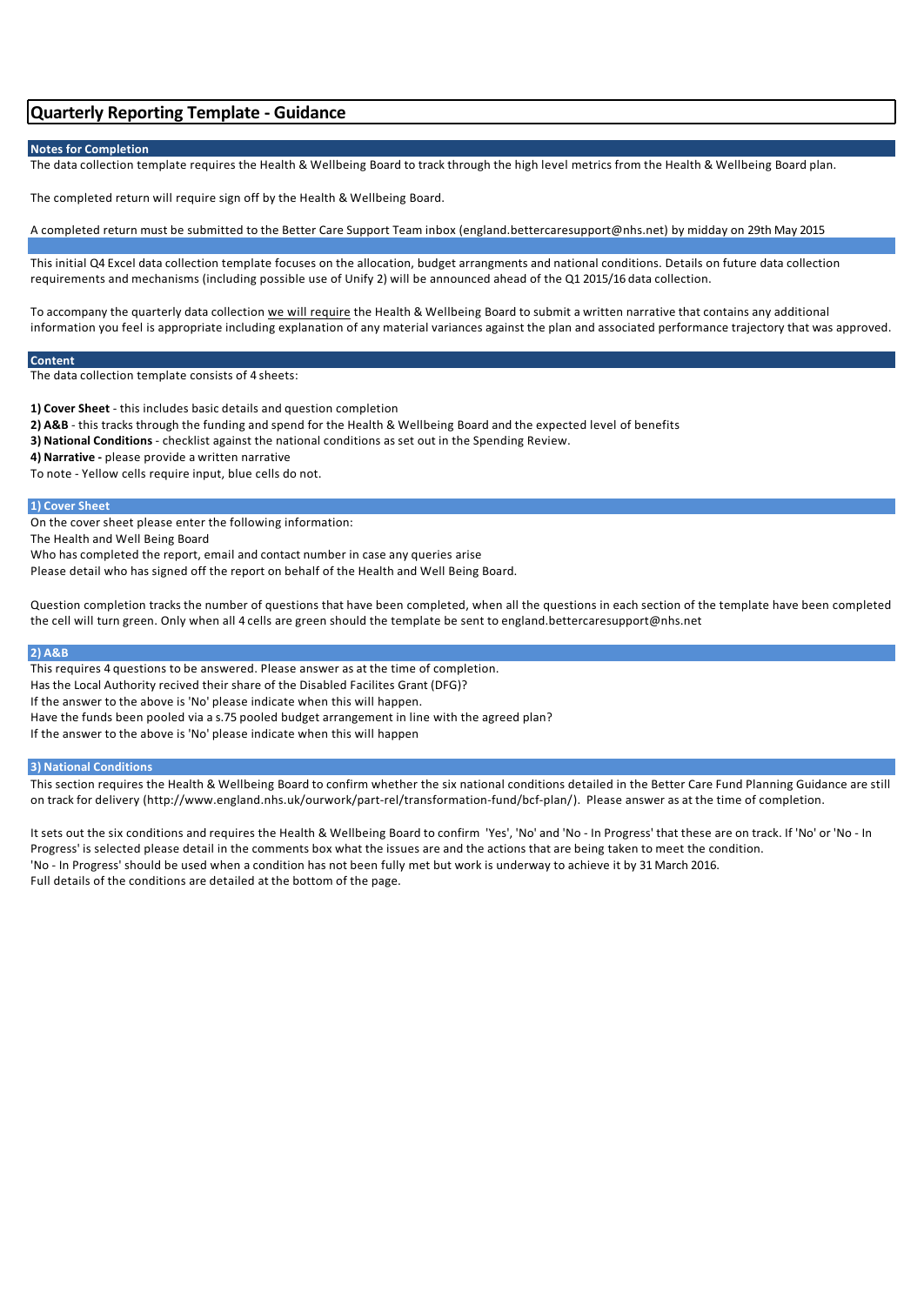# Quarterly Reporting Template - Guidance

## Notes for Completion

The data collection template requires the Health & Wellbeing Board to track through the high level metrics from the Health & Wellbeing Board plan.

The completed return will require sign off by the Health & Wellbeing Board.

A completed return must be submitted to the Better Care Support Team inbox (england.bettercaresupport@nhs.net) by midday on 29th May 2015

This initial Q4 Excel data collection template focuses on the allocation, budget arrangments and national conditions. Details on future data collection requirements and mechanisms (including possible use of Unify 2) will be announced ahead of the Q1 2015/16 data collection.

To accompany the quarterly data collection we will require the Health & Wellbeing Board to submit a written narrative that contains any additional information you feel is appropriate including explanation of any material variances against the plan and associated performance trajectory that was approved.

## Content

The data collection template consists of 4 sheets:

**1) Cover Sheet** - this includes basic details and question completion
**2) A&B** - this tracks through the funding and spend for the Health & Wellbeing Board and the expected level of benefits
**3) National Conditions** - checklist against the national conditions as set out in the Spending Review.
**4) Narrative -** please provide a written narrative
To note - Yellow cells require input, blue cells do not.

### 1) Cover Sheet

On the cover sheet please enter the following information:
The Health and Well Being Board
Who has completed the report, email and contact number in case any queries arise
Please detail who has signed off the report on behalf of the Health and Well Being Board.

Question completion tracks the number of questions that have been completed, when all the questions in each section of the template have been completed the cell will turn green. Only when all 4 cells are green should the template be sent to england.bettercaresupport@nhs.net

### 2) A&B

This requires 4 questions to be answered. Please answer as at the time of completion.
Has the Local Authority recived their share of the Disabled Facilites Grant (DFG)?
If the answer to the above is 'No' please indicate when this will happen.
Have the funds been pooled via a s.75 pooled budget arrangement in line with the agreed plan?
If the answer to the above is 'No' please indicate when this will happen

### 3) National Conditions

This section requires the Health & Wellbeing Board to confirm whether the six national conditions detailed in the Better Care Fund Planning Guidance are still on track for delivery (http://www.england.nhs.uk/ourwork/part-rel/transformation-fund/bcf-plan/). Please answer as at the time of completion.

It sets out the six conditions and requires the Health & Wellbeing Board to confirm 'Yes', 'No' and 'No - In Progress' that these are on track. If 'No' or 'No - In Progress' is selected please detail in the comments box what the issues are and the actions that are being taken to meet the condition.
'No - In Progress' should be used when a condition has not been fully met but work is underway to achieve it by 31 March 2016.
Full details of the conditions are detailed at the bottom of the page.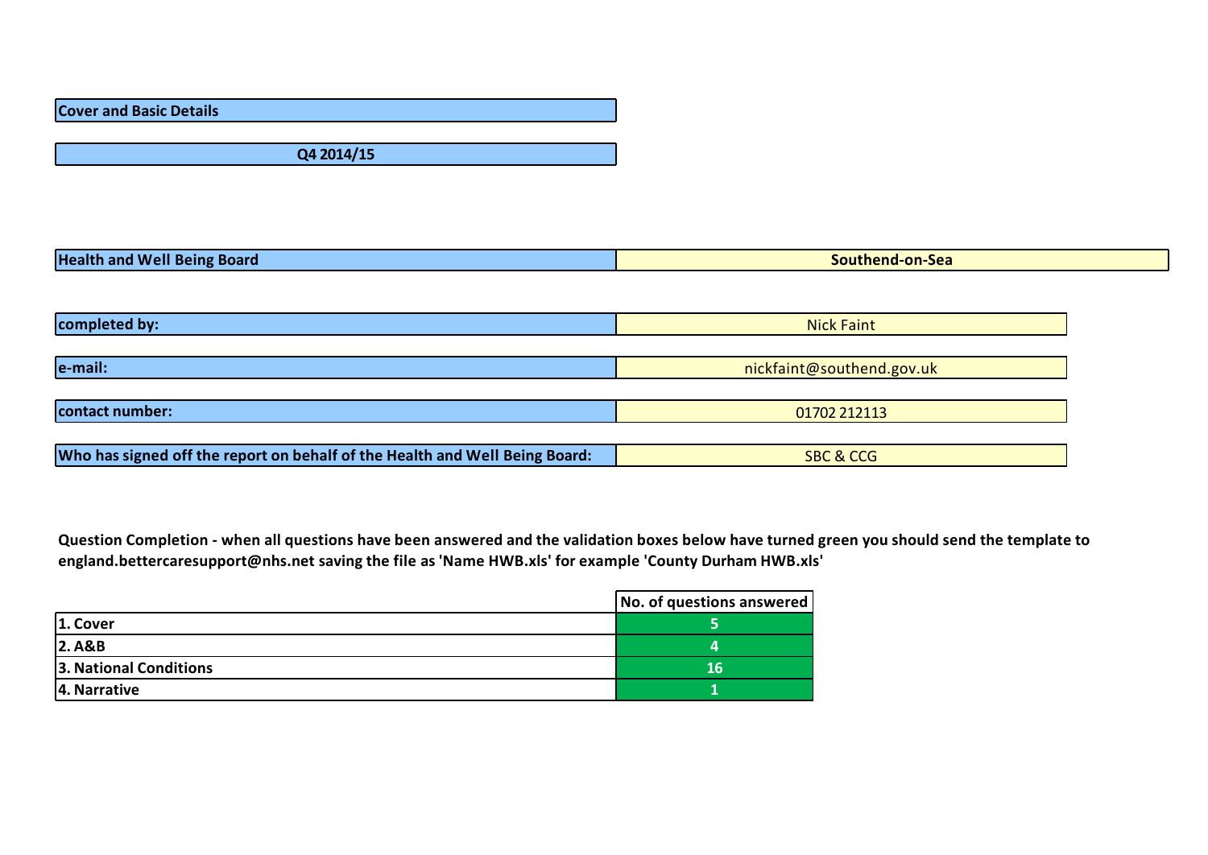**Cover and Basic Details**

**Q4 2014/15**

| | |
|---|---|
| **Health and Well Being Board** | **Southend-on-Sea** |
| **completed by:** | Nick Faint |
| **e-mail:** | nickfaint@southend.gov.uk |
| **contact number:** | 01702 212113 |
| **Who has signed off the report on behalf of the Health and Well Being Board:** | SBC & CCG |

**Question Completion - when all questions have been answered and the validation boxes below have turned green you should send the template to england.bettercaresupport@nhs.net saving the file as 'Name HWB.xls' for example 'County Durham HWB.xls'**

| | No. of questions answered |
|---|---|
| **1. Cover** | 5 |
| **2. A&B** | 4 |
| **3. National Conditions** | 16 |
| **4. Narrative** | 1 |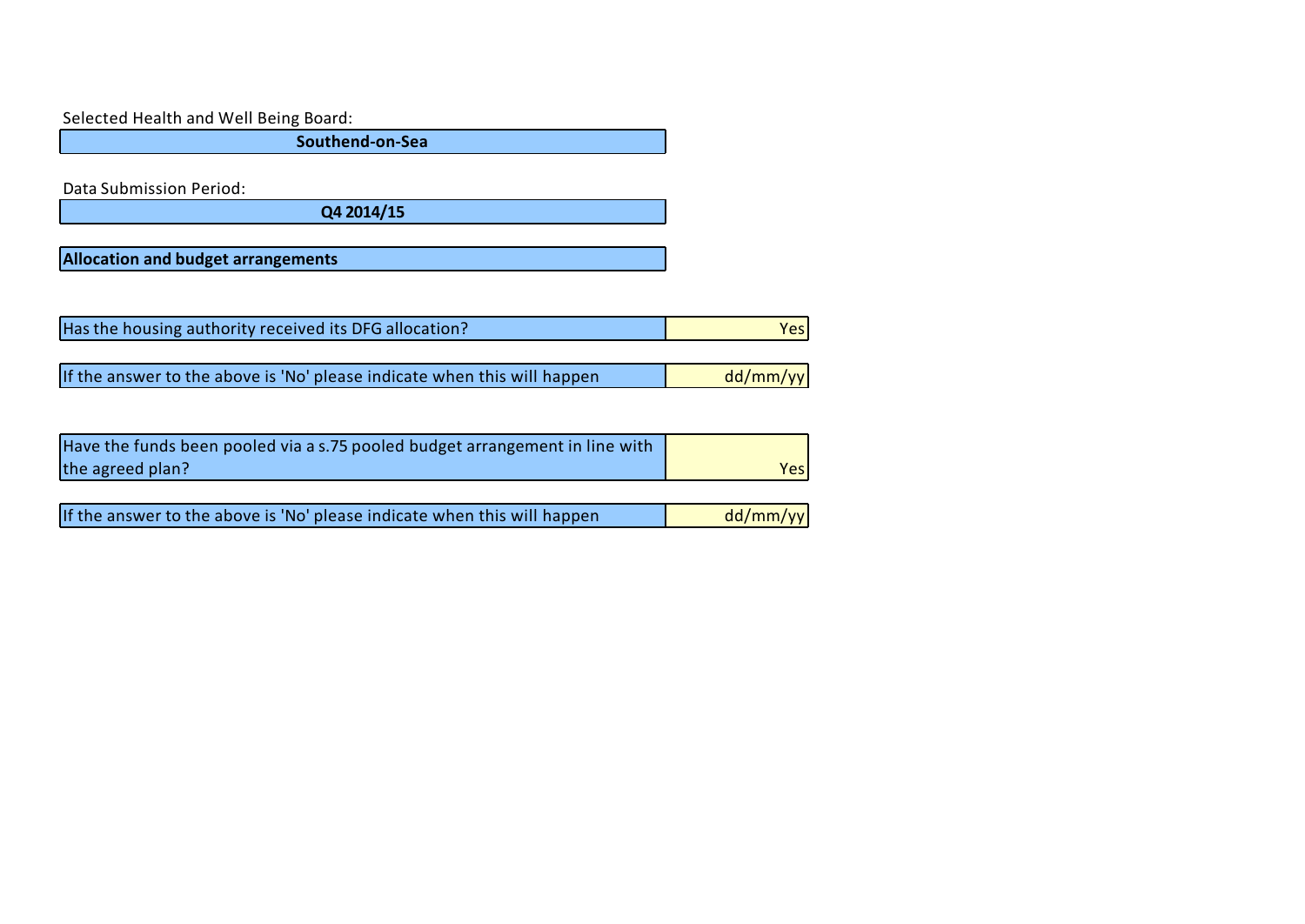Selected Health and Well Being Board:

**Southend-on-Sea**

Data Submission Period:

**Q4 2014/15**

**Allocation and budget arrangements**

| Question | Response |
|---|---|
| Has the housing authority received its DFG allocation? | Yes |
| If the answer to the above is 'No' please indicate when this will happen | dd/mm/yy |
| Have the funds been pooled via a s.75 pooled budget arrangement in line with the agreed plan? | Yes |
| If the answer to the above is 'No' please indicate when this will happen | dd/mm/yy |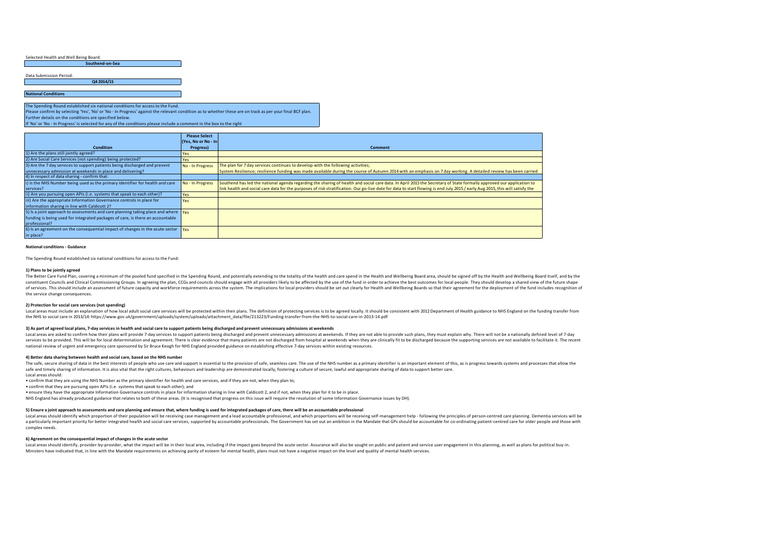Selected Health and Well Being Board:

**Southend-on-Sea**

Data Submission Period:

**Q4 2014/15**

**National Conditions**

The Spending Round established six national conditions for access to the Fund.
Please confirm by selecting 'Yes', 'No' or 'No - In Progress' against the relevant condition as to whether these are on track as per your final BCF plan.
Further details on the conditions are specified below.
If 'No' or 'No - In Progress' is selected for any of the conditions please include a comment in the box to the right

| Condition | Please Select (Yes, No or No - In Progress) | Comment |
|---|---|---|
| 1) Are the plans still jointly agreed? | Yes | |
| 2) Are Social Care Services (not spending) being protected? | Yes | |
| 3) Are the 7 day services to support patients being discharged and prevent unnecessary admission at weekends in place and delivering? | No - In Progress | The plan for 7 day services continues to develop with the following activities; System Resilience; resilience funding was made available during the course of Autumn 2014 with an emphasis on 7 day working. A detailed review has been carried |
| 4) In respect of data sharing - confirm that: | | |
| i) Is the NHS Number being used as the primary identifier for health and care services? | No - In Progress | Southend has led the national agenda regarding the sharing of health and social care data. In April 2015 the Secretary of State formally approved our application to link health and social care data for the purposes of risk stratification. Our go-live date for data to start flowing is end July 2015 / early Aug 2015, this will satisfy the |
| ii) Are you pursuing open APIs (i.e. systems that speak to each other)? | Yes | |
| iii) Are the appropriate Information Governance controls in place for information sharing in line with Caldicott 2? | Yes | |
| 5) Is a joint approach to assessments and care planning taking place and where funding is being used for integrated packages of care, is there an accountable professional? | Yes | |
| 6) Is an agreement on the consequential impact of changes in the acute sector in place? | Yes | |

**National conditions - Guidance**

The Spending Round established six national conditions for access to the Fund:

**1) Plans to be jointly agreed**

The Better Care Fund Plan, covering a minimum of the pooled fund specified in the Spending Round, and potentially extending to the totality of the health and care spend in the Health and Wellbeing Board area, should be signed off by the Health and Wellbeing Board itself, and by the constituent Councils and Clinical Commissioning Groups. In agreeing the plan, CCGs and councils should engage with all providers likely to be affected by the use of the fund in order to achieve the best outcomes for local people. They should develop a shared view of the future shape of services. This should include an assessment of future capacity and workforce requirements across the system. The implications for local providers should be set out clearly for Health and Wellbeing Boards so that their agreement for the deployment of the fund includes recognition of the service change consequences.

**2) Protection for social care services (not spending)**

Local areas must include an explanation of how local adult social care services will be protected within their plans. The definition of protecting services is to be agreed locally. It should be consistent with 2012 Department of Health guidance to NHS England on the funding transfer from the NHS to social care in 2013/14: https://www.gov.uk/government/uploads/system/uploads/attachment_data/file/213223/Funding-transfer-from-the-NHS-to-social-care-in-2013-14.pdf

**3) As part of agreed local plans, 7-day services in health and social care to support patients being discharged and prevent unnecessary admissions at weekends**

Local areas are asked to confirm how their plans will provide 7-day services to support patients being discharged and prevent unnecessary admissions at weekends. If they are not able to provide such plans, they must explain why. There will not be a nationally defined level of 7-day services to be provided. This will be for local determination and agreement. There is clear evidence that many patients are not discharged from hospital at weekends when they are clinically fit to be discharged because the supporting services are not available to facilitate it. The recent national review of urgent and emergency care sponsored by Sir Bruce Keogh for NHS England provided guidance on establishing effective 7-day services within existing resources.

**4) Better data sharing between health and social care, based on the NHS number**

The safe, secure sharing of data in the best interests of people who use care and support is essential to the provision of safe, seamless care. The use of the NHS number as a primary identifier is an important element of this, as is progress towards systems and processes that allow the safe and timely sharing of information. It is also vital that the right cultures, behaviours and leadership are demonstrated locally, fostering a culture of secure, lawful and appropriate sharing of data to support better care.
Local areas should:

- confirm that they are using the NHS Number as the primary identifier for health and care services, and if they are not, when they plan to;
- confirm that they are pursuing open APIs (i.e. systems that speak to each other); and
- ensure they have the appropriate Information Governance controls in place for information sharing in line with Caldicott 2, and if not, when they plan for it to be in place.

NHS England has already produced guidance that relates to both of these areas. (It is recognised that progress on this issue will require the resolution of some Information Governance issues by DH).

**5) Ensure a joint approach to assessments and care planning and ensure that, where funding is used for integrated packages of care, there will be an accountable professional**

Local areas should identify which proportion of their population will be receiving case management and a lead accountable professional, and which proportions will be receiving self-management help - following the principles of person-centred care planning. Dementia services will be a particularly important priority for better integrated health and social care services, supported by accountable professionals. The Government has set out an ambition in the Mandate that GPs should be accountable for co-ordinating patient-centred care for older people and those with complex needs.

**6) Agreement on the consequential impact of changes in the acute sector**

Local areas should identify, provider-by-provider, what the impact will be in their local area, including if the impact goes beyond the acute sector. Assurance will also be sought on public and patient and service user engagement in this planning, as well as plans for political buy-in.
Ministers have indicated that, in line with the Mandate requirements on achieving parity of esteem for mental health, plans must not have a negative impact on the level and quality of mental health services.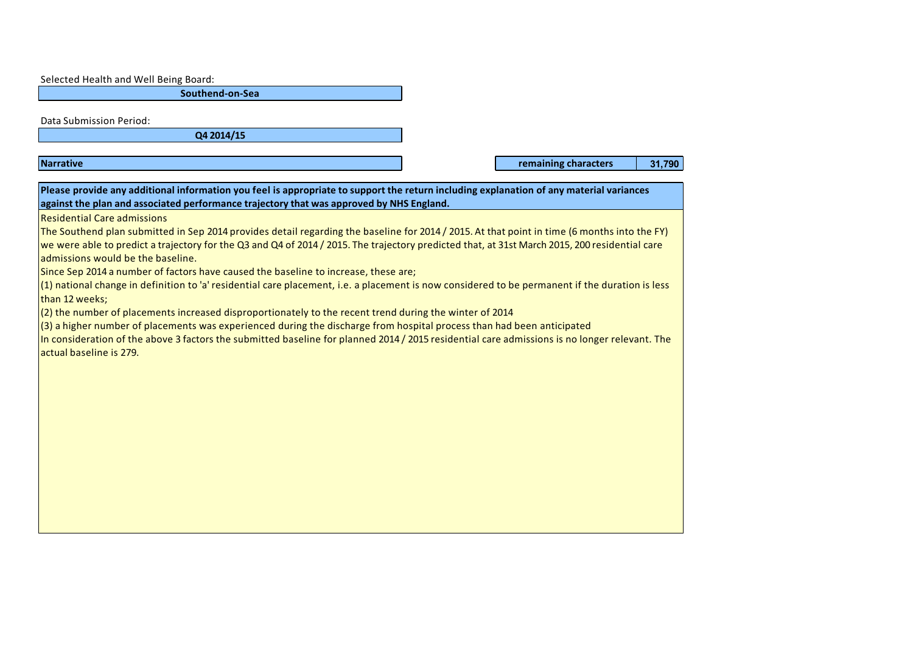Selected Health and Well Being Board:

**Southend-on-Sea**

Data Submission Period:

**Q4 2014/15**

**Narrative**

| | |
|---|---|
| **remaining characters** | **31,790** |

**Please provide any additional information you feel is appropriate to support the return including explanation of any material variances against the plan and associated performance trajectory that was approved by NHS England.**

Residential Care admissions

The Southend plan submitted in Sep 2014 provides detail regarding the baseline for 2014 / 2015. At that point in time (6 months into the FY) we were able to predict a trajectory for the Q3 and Q4 of 2014 / 2015. The trajectory predicted that, at 31st March 2015, 200 residential care admissions would be the baseline.

Since Sep 2014 a number of factors have caused the baseline to increase, these are;

(1) national change in definition to 'a' residential care placement, i.e. a placement is now considered to be permanent if the duration is less than 12 weeks;

(2) the number of placements increased disproportionately to the recent trend during the winter of 2014

(3) a higher number of placements was experienced during the discharge from hospital process than had been anticipated

In consideration of the above 3 factors the submitted baseline for planned 2014 / 2015 residential care admissions is no longer relevant. The actual baseline is 279.